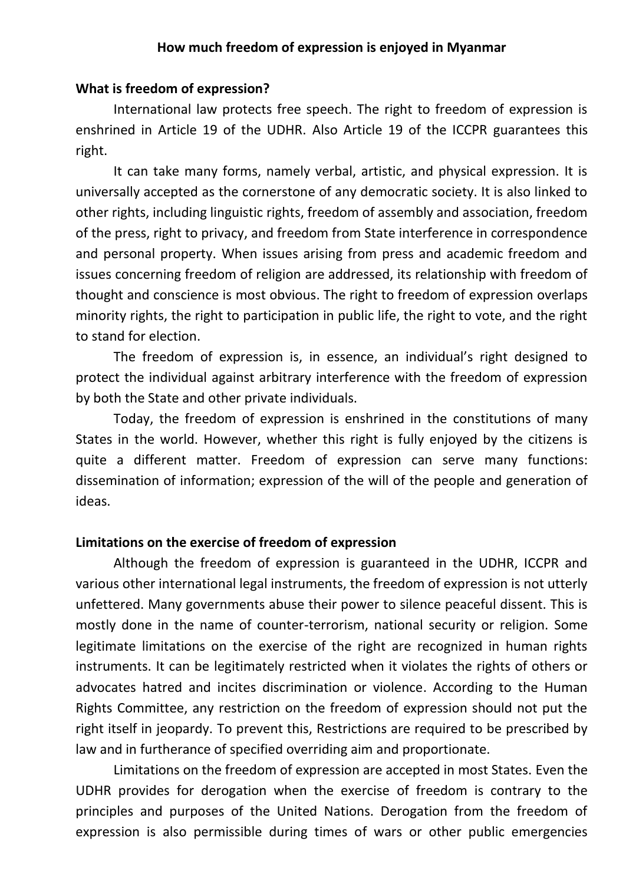# How much freedom of expression is enjoyed in Myanmar

## What is freedom of expression?

International law protects free speech. The right to freedom of expression is enshrined in Article 19 of the UDHR. Also Article 19 of the ICCPR guarantees this right.

It can take many forms, namely verbal, artistic, and physical expression. It is universally accepted as the cornerstone of any democratic society. It is also linked to other rights, including linguistic rights, freedom of assembly and association, freedom of the press, right to privacy, and freedom from State interference in correspondence and personal property. When issues arising from press and academic freedom and issues concerning freedom of religion are addressed, its relationship with freedom of thought and conscience is most obvious. The right to freedom of expression overlaps minority rights, the right to participation in public life, the right to vote, and the right to stand for election.

The freedom of expression is, in essence, an individual's right designed to protect the individual against arbitrary interference with the freedom of expression by both the State and other private individuals.

Today, the freedom of expression is enshrined in the constitutions of many States in the world. However, whether this right is fully enjoyed by the citizens is quite a different matter. Freedom of expression can serve many functions: dissemination of information; expression of the will of the people and generation of ideas.

## Limitations on the exercise of freedom of expression

Although the freedom of expression is guaranteed in the UDHR, ICCPR and various other international legal instruments, the freedom of expression is not utterly unfettered. Many governments abuse their power to silence peaceful dissent. This is mostly done in the name of counter-terrorism, national security or religion. Some legitimate limitations on the exercise of the right are recognized in human rights instruments. It can be legitimately restricted when it violates the rights of others or advocates hatred and incites discrimination or violence. According to the Human Rights Committee, any restriction on the freedom of expression should not put the right itself in jeopardy. To prevent this, Restrictions are required to be prescribed by law and in furtherance of specified overriding aim and proportionate.

Limitations on the freedom of expression are accepted in most States. Even the UDHR provides for derogation when the exercise of freedom is contrary to the principles and purposes of the United Nations. Derogation from the freedom of expression is also permissible during times of wars or other public emergencies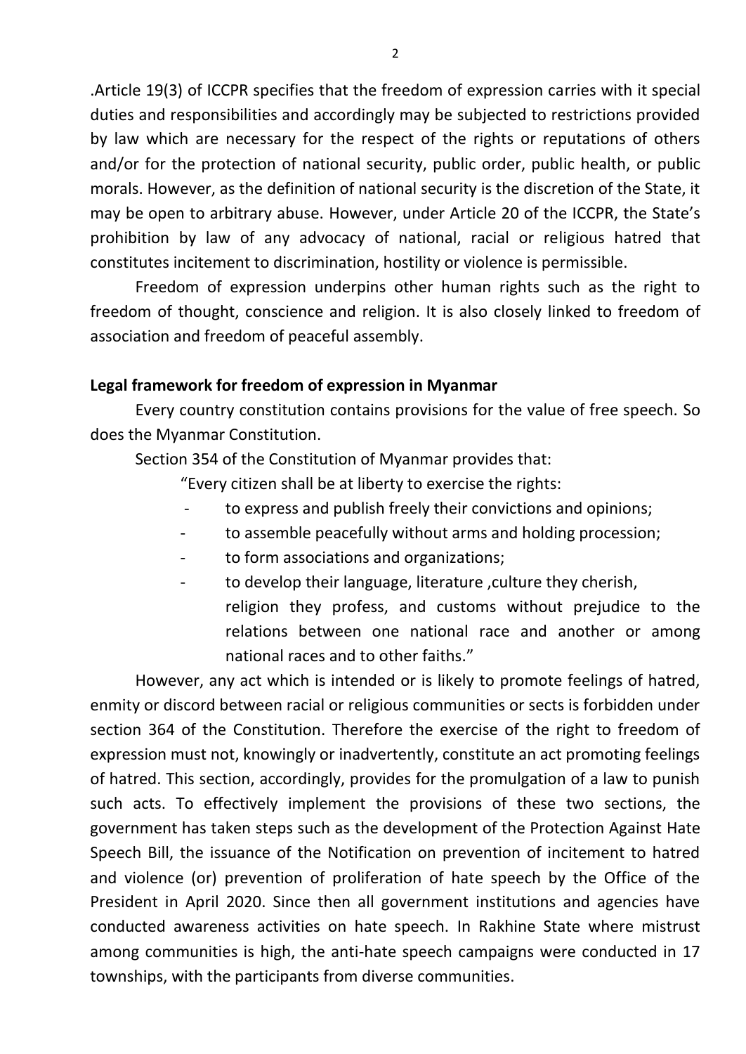.Article 19(3) of ICCPR specifies that the freedom of expression carries with it special duties and responsibilities and accordingly may be subjected to restrictions provided by law which are necessary for the respect of the rights or reputations of others and/or for the protection of national security, public order, public health, or public morals. However, as the definition of national security is the discretion of the State, it may be open to arbitrary abuse. However, under Article 20 of the ICCPR, the State's prohibition by law of any advocacy of national, racial or religious hatred that constitutes incitement to discrimination, hostility or violence is permissible.

Freedom of expression underpins other human rights such as the right to freedom of thought, conscience and religion. It is also closely linked to freedom of association and freedom of peaceful assembly.

**Legal framework for freedom of expression in Myanmar**

Every country constitution contains provisions for the value of free speech. So does the Myanmar Constitution.

Section 354 of the Constitution of Myanmar provides that:

"Every citizen shall be at liberty to exercise the rights:

- to express and publish freely their convictions and opinions;
- to assemble peacefully without arms and holding procession;
- to form associations and organizations;
- to develop their language, literature ,culture they cherish, religion they profess, and customs without prejudice to the relations between one national race and another or among national races and to other faiths."

However, any act which is intended or is likely to promote feelings of hatred, enmity or discord between racial or religious communities or sects is forbidden under section 364 of the Constitution. Therefore the exercise of the right to freedom of expression must not, knowingly or inadvertently, constitute an act promoting feelings of hatred. This section, accordingly, provides for the promulgation of a law to punish such acts. To effectively implement the provisions of these two sections, the government has taken steps such as the development of the Protection Against Hate Speech Bill, the issuance of the Notification on prevention of incitement to hatred and violence (or) prevention of proliferation of hate speech by the Office of the President in April 2020. Since then all government institutions and agencies have conducted awareness activities on hate speech. In Rakhine State where mistrust among communities is high, the anti-hate speech campaigns were conducted in 17 townships, with the participants from diverse communities.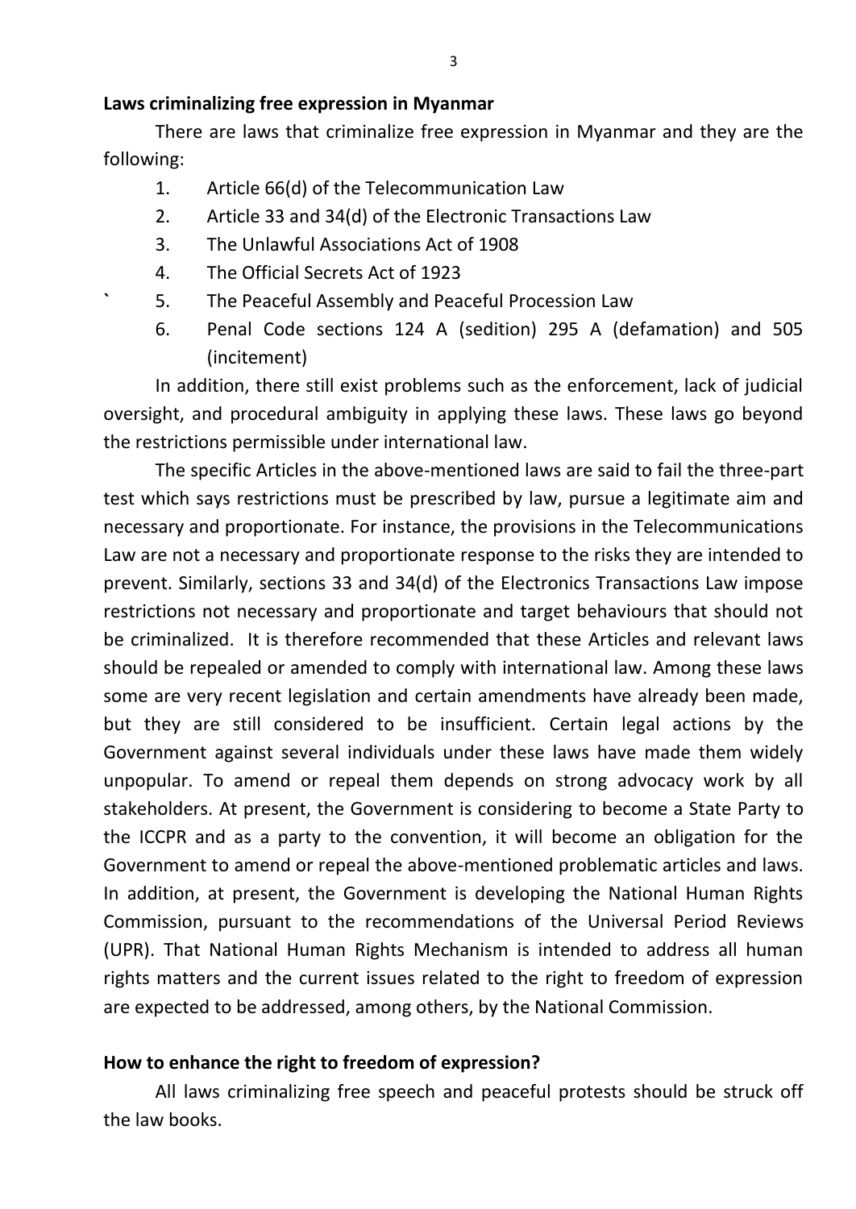**Laws criminalizing free expression in Myanmar**

There are laws that criminalize free expression in Myanmar and they are the following:

1. Article 66(d) of the Telecommunication Law
2. Article 33 and 34(d) of the Electronic Transactions Law
3. The Unlawful Associations Act of 1908
4. The Official Secrets Act of 1923
5. The Peaceful Assembly and Peaceful Procession Law
6. Penal Code sections 124 A (sedition) 295 A (defamation) and 505 (incitement)

In addition, there still exist problems such as the enforcement, lack of judicial oversight, and procedural ambiguity in applying these laws. These laws go beyond the restrictions permissible under international law.

The specific Articles in the above-mentioned laws are said to fail the three-part test which says restrictions must be prescribed by law, pursue a legitimate aim and necessary and proportionate. For instance, the provisions in the Telecommunications Law are not a necessary and proportionate response to the risks they are intended to prevent. Similarly, sections 33 and 34(d) of the Electronics Transactions Law impose restrictions not necessary and proportionate and target behaviours that should not be criminalized. It is therefore recommended that these Articles and relevant laws should be repealed or amended to comply with international law. Among these laws some are very recent legislation and certain amendments have already been made, but they are still considered to be insufficient. Certain legal actions by the Government against several individuals under these laws have made them widely unpopular. To amend or repeal them depends on strong advocacy work by all stakeholders. At present, the Government is considering to become a State Party to the ICCPR and as a party to the convention, it will become an obligation for the Government to amend or repeal the above-mentioned problematic articles and laws. In addition, at present, the Government is developing the National Human Rights Commission, pursuant to the recommendations of the Universal Period Reviews (UPR). That National Human Rights Mechanism is intended to address all human rights matters and the current issues related to the right to freedom of expression are expected to be addressed, among others, by the National Commission.

**How to enhance the right to freedom of expression?**

All laws criminalizing free speech and peaceful protests should be struck off the law books.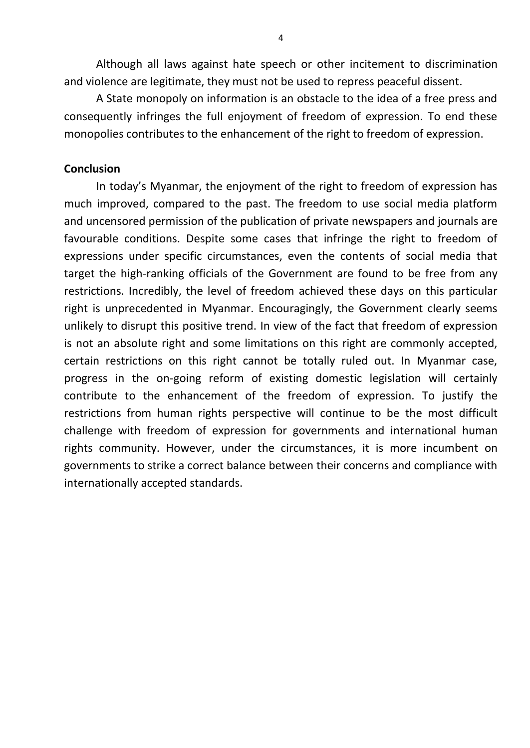Although all laws against hate speech or other incitement to discrimination and violence are legitimate, they must not be used to repress peaceful dissent.

A State monopoly on information is an obstacle to the idea of a free press and consequently infringes the full enjoyment of freedom of expression. To end these monopolies contributes to the enhancement of the right to freedom of expression.

**Conclusion**

In today's Myanmar, the enjoyment of the right to freedom of expression has much improved, compared to the past. The freedom to use social media platform and uncensored permission of the publication of private newspapers and journals are favourable conditions. Despite some cases that infringe the right to freedom of expressions under specific circumstances, even the contents of social media that target the high-ranking officials of the Government are found to be free from any restrictions. Incredibly, the level of freedom achieved these days on this particular right is unprecedented in Myanmar. Encouragingly, the Government clearly seems unlikely to disrupt this positive trend. In view of the fact that freedom of expression is not an absolute right and some limitations on this right are commonly accepted, certain restrictions on this right cannot be totally ruled out. In Myanmar case, progress in the on-going reform of existing domestic legislation will certainly contribute to the enhancement of the freedom of expression. To justify the restrictions from human rights perspective will continue to be the most difficult challenge with freedom of expression for governments and international human rights community. However, under the circumstances, it is more incumbent on governments to strike a correct balance between their concerns and compliance with internationally accepted standards.